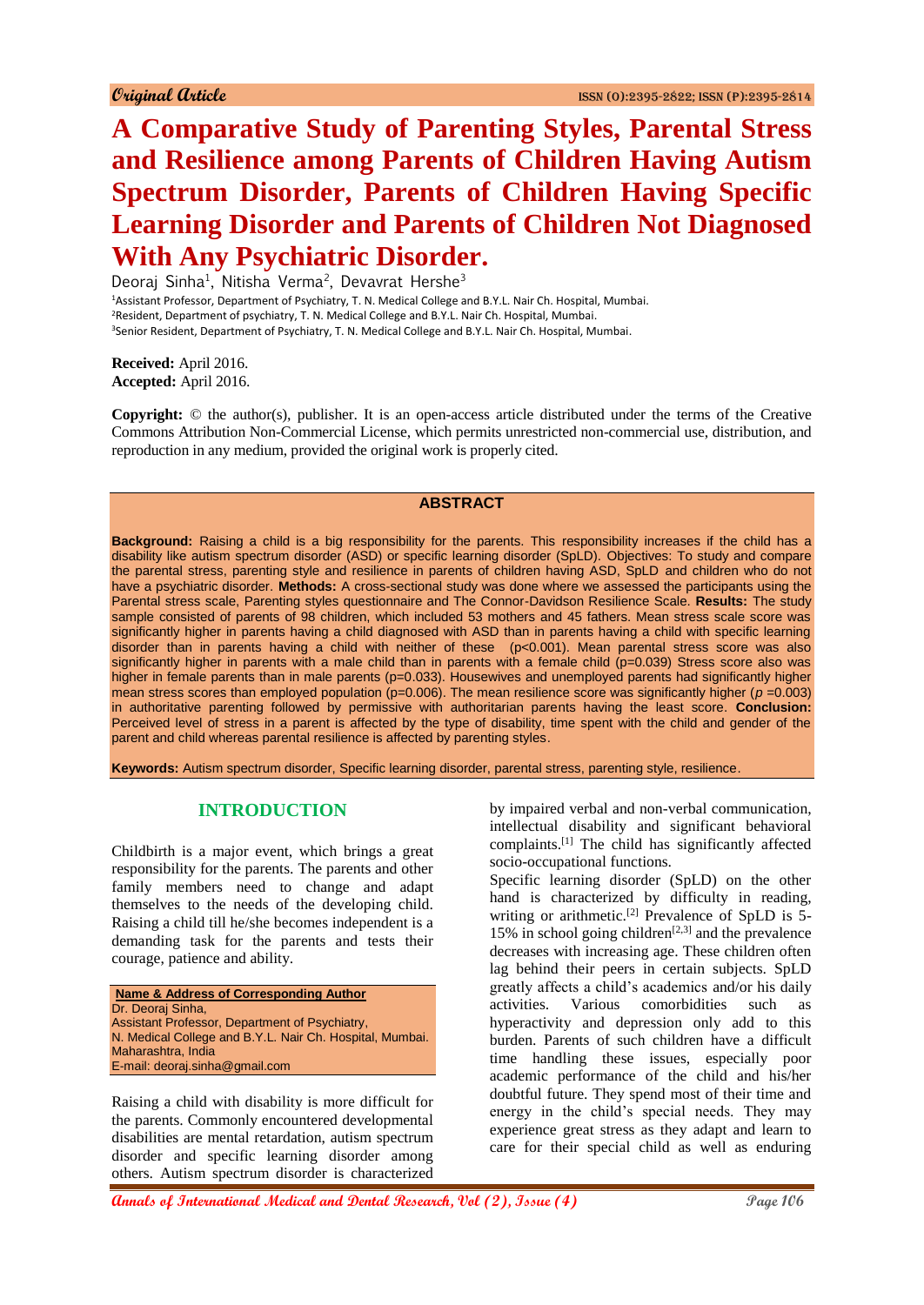Original Article

# A Comparative Study of Parenting Styles, Parental Stress and Resilience among Parents of Children Having Autism Spectrum Disorder, Parents of Children Having Specific Learning Disorder and Parents of Children Not Diagnosed With Any Psychiatric Disorder.

Deoraj Sinha[1], Nitisha Verma[2], Devavrat Hershe[3]

[1]Assistant Professor, Department of Psychiatry, T. N. Medical College and B.Y.L. Nair Ch. Hospital, Mumbai.
[2]Resident, Department of psychiatry, T. N. Medical College and B.Y.L. Nair Ch. Hospital, Mumbai.
[3]Senior Resident, Department of Psychiatry, T. N. Medical College and B.Y.L. Nair Ch. Hospital, Mumbai.

**Received:** April 2016.
**Accepted:** April 2016.

**Copyright:** © the author(s), publisher. It is an open-access article distributed under the terms of the Creative Commons Attribution Non-Commercial License, which permits unrestricted non-commercial use, distribution, and reproduction in any medium, provided the original work is properly cited.

## ABSTRACT

**Background:** Raising a child is a big responsibility for the parents. This responsibility increases if the child has a disability like autism spectrum disorder (ASD) or specific learning disorder (SpLD). Objectives: To study and compare the parental stress, parenting style and resilience in parents of children having ASD, SpLD and children who do not have a psychiatric disorder. **Methods:** A cross-sectional study was done where we assessed the participants using the Parental stress scale, Parenting styles questionnaire and The Connor-Davidson Resilience Scale. **Results:** The study sample consisted of parents of 98 children, which included 53 mothers and 45 fathers. Mean stress scale score was significantly higher in parents having a child diagnosed with ASD than in parents having a child with specific learning disorder than in parents having a child with neither of these ($p<0.001$). Mean parental stress score was also significantly higher in parents with a male child than in parents with a female child ($p=0.039$) Stress score also was higher in female parents than in male parents ($p=0.033$). Housewives and unemployed parents had significantly higher mean stress scores than employed population ($p=0.006$). The mean resilience score was significantly higher ($p=0.003$) in authoritative parenting followed by permissive with authoritarian parents having the least score. **Conclusion:** Perceived level of stress in a parent is affected by the type of disability, time spent with the child and gender of the parent and child whereas parental resilience is affected by parenting styles.

**Keywords:** Autism spectrum disorder, Specific learning disorder, parental stress, parenting style, resilience.

## INTRODUCTION

Childbirth is a major event, which brings a great responsibility for the parents. The parents and other family members need to change and adapt themselves to the needs of the developing child. Raising a child till he/she becomes independent is a demanding task for the parents and tests their courage, patience and ability.

**Name & Address of Corresponding Author**
Dr. Deoraj Sinha,
Assistant Professor, Department of Psychiatry,
N. Medical College and B.Y.L. Nair Ch. Hospital, Mumbai.
Maharashtra, India
E-mail: deoraj.sinha@gmail.com

Raising a child with disability is more difficult for the parents. Commonly encountered developmental disabilities are mental retardation, autism spectrum disorder and specific learning disorder among others. Autism spectrum disorder is characterized by impaired verbal and non-verbal communication, intellectual disability and significant behavioral complaints.[1] The child has significantly affected socio-occupational functions.

Specific learning disorder (SpLD) on the other hand is characterized by difficulty in reading, writing or arithmetic.[2] Prevalence of SpLD is 5-15% in school going children[2,3] and the prevalence decreases with increasing age. These children often lag behind their peers in certain subjects. SpLD greatly affects a child's academics and/or his daily activities. Various comorbidities such as hyperactivity and depression only add to this burden. Parents of such children have a difficult time handling these issues, especially poor academic performance of the child and his/her doubtful future. They spend most of their time and energy in the child's special needs. They may experience great stress as they adapt and learn to care for their special child as well as enduring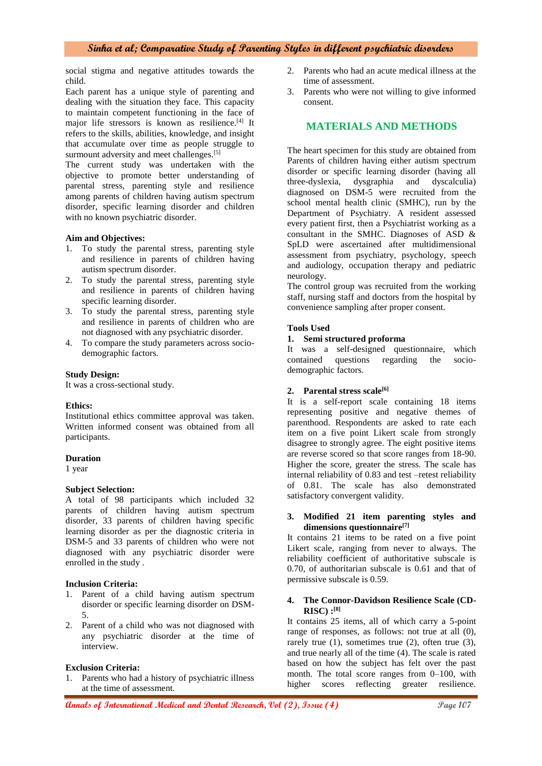social stigma and negative attitudes towards the child.

Each parent has a unique style of parenting and dealing with the situation they face. This capacity to maintain competent functioning in the face of major life stressors is known as resilience.[4] It refers to the skills, abilities, knowledge, and insight that accumulate over time as people struggle to surmount adversity and meet challenges.[5]

The current study was undertaken with the objective to promote better understanding of parental stress, parenting style and resilience among parents of children having autism spectrum disorder, specific learning disorder and children with no known psychiatric disorder.

**Aim and Objectives:**

1. To study the parental stress, parenting style and resilience in parents of children having autism spectrum disorder.
2. To study the parental stress, parenting style and resilience in parents of children having specific learning disorder.
3. To study the parental stress, parenting style and resilience in parents of children who are not diagnosed with any psychiatric disorder.
4. To compare the study parameters across socio-demographic factors.

**Study Design:**

It was a cross-sectional study.

**Ethics:**

Institutional ethics committee approval was taken. Written informed consent was obtained from all participants.

**Duration**

1 year

**Subject Selection:**

A total of 98 participants which included 32 parents of children having autism spectrum disorder, 33 parents of children having specific learning disorder as per the diagnostic criteria in DSM-5 and 33 parents of children who were not diagnosed with any psychiatric disorder were enrolled in the study .

**Inclusion Criteria:**

1. Parent of a child having autism spectrum disorder or specific learning disorder on DSM-5.
2. Parent of a child who was not diagnosed with any psychiatric disorder at the time of interview.

**Exclusion Criteria:**

1. Parents who had a history of psychiatric illness at the time of assessment.
2. Parents who had an acute medical illness at the time of assessment.
3. Parents who were not willing to give informed consent.

## MATERIALS AND METHODS

The heart specimen for this study are obtained from Parents of children having either autism spectrum disorder or specific learning disorder (having all three-dyslexia, dysgraphia and dyscalculia) diagnosed on DSM-5 were recruited from the school mental health clinic (SMHC), run by the Department of Psychiatry. A resident assessed every patient first, then a Psychiatrist working as a consultant in the SMHC. Diagnoses of ASD & SpLD were ascertained after multidimensional assessment from psychiatry, psychology, speech and audiology, occupation therapy and pediatric neurology.

The control group was recruited from the working staff, nursing staff and doctors from the hospital by convenience sampling after proper consent.

**Tools Used**

**1. Semi structured proforma**

It was a self-designed questionnaire, which contained questions regarding the socio-demographic factors.

**2. Parental stress scale[6]**

It is a self-report scale containing 18 items representing positive and negative themes of parenthood. Respondents are asked to rate each item on a five point Likert scale from strongly disagree to strongly agree. The eight positive items are reverse scored so that score ranges from 18-90. Higher the score, greater the stress. The scale has internal reliability of 0.83 and test –retest reliability of 0.81. The scale has also demonstrated satisfactory convergent validity.

**3. Modified 21 item parenting styles and dimensions questionnaire[7]**

It contains 21 items to be rated on a five point Likert scale, ranging from never to always. The reliability coefficient of authoritative subscale is 0.70, of authoritarian subscale is 0.61 and that of permissive subscale is 0.59.

**4. The Connor-Davidson Resilience Scale (CD-RISC) :[8]**

It contains 25 items, all of which carry a 5-point range of responses, as follows: not true at all (0), rarely true (1), sometimes true (2), often true (3), and true nearly all of the time (4). The scale is rated based on how the subject has felt over the past month. The total score ranges from 0–100, with higher scores reflecting greater resilience.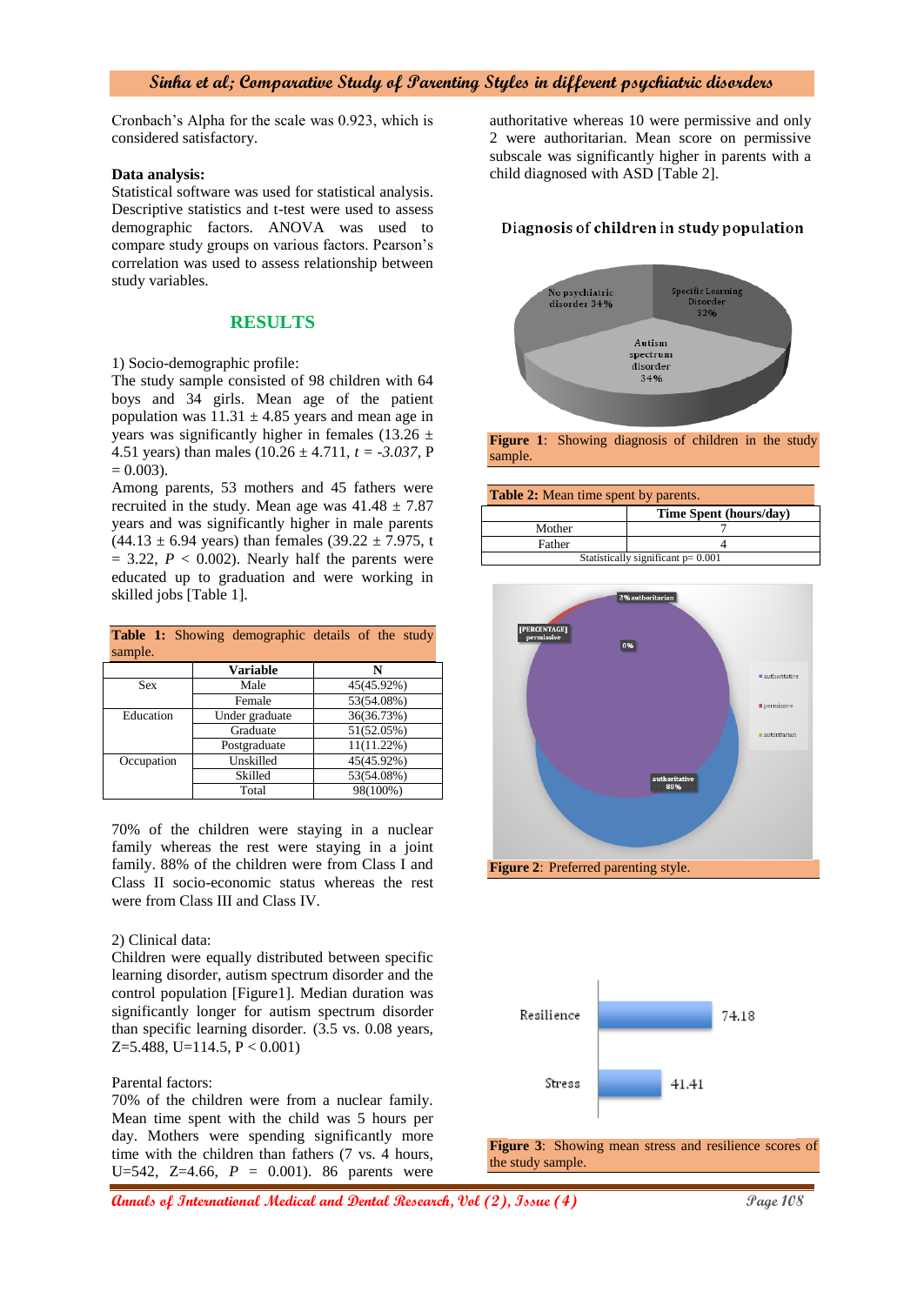Cronbach's Alpha for the scale was 0.923, which is considered satisfactory.

**Data analysis:**
Statistical software was used for statistical analysis. Descriptive statistics and t-test were used to assess demographic factors. ANOVA was used to compare study groups on various factors. Pearson's correlation was used to assess relationship between study variables.

## RESULTS

1) Socio-demographic profile:
The study sample consisted of 98 children with 64 boys and 34 girls. Mean age of the patient population was 11.31 ± 4.85 years and mean age in years was significantly higher in females (13.26 ± 4.51 years) than males (10.26 ± 4.711, $t = -3.037$, P = 0.003).
Among parents, 53 mothers and 45 fathers were recruited in the study. Mean age was 41.48 ± 7.87 years and was significantly higher in male parents (44.13 ± 6.94 years) than females (39.22 ± 7.975, t = 3.22, $P < 0.002$). Nearly half the parents were educated up to graduation and were working in skilled jobs [Table 1].

**Table 1:** Showing demographic details of the study sample.

| | Variable | N |
|---|---|---|
| Sex | Male | 45(45.92%) |
| | Female | 53(54.08%) |
| Education | Under graduate | 36(36.73%) |
| | Graduate | 51(52.05%) |
| | Postgraduate | 11(11.22%) |
| Occupation | Unskilled | 45(45.92%) |
| | Skilled | 53(54.08%) |
| | Total | 98(100%) |

70% of the children were staying in a nuclear family whereas the rest were staying in a joint family. 88% of the children were from Class I and Class II socio-economic status whereas the rest were from Class III and Class IV.

2) Clinical data:
Children were equally distributed between specific learning disorder, autism spectrum disorder and the control population [Figure1]. Median duration was significantly longer for autism spectrum disorder than specific learning disorder. (3.5 vs. 0.08 years, Z=5.488, U=114.5, $P < 0.001$)

Parental factors:
70% of the children were from a nuclear family. Mean time spent with the child was 5 hours per day. Mothers were spending significantly more time with the children than fathers (7 vs. 4 hours, U=542, Z=4.66, $P = 0.001$). 86 parents were authoritative whereas 10 were permissive and only 2 were authoritarian. Mean score on permissive subscale was significantly higher in parents with a child diagnosed with ASD [Table 2].

Diagnosis of children in study population

No psychiatric disorder 34%; Specific Learning Disorder 32%; Autism spectrum disorder 34%

**Figure 1**: Showing diagnosis of children in the study sample.

**Table 2:** Mean time spent by parents.

| | Time Spent (hours/day) |
|---|---|
| Mother | 7 |
| Father | 4 |
| Statistically significant p= 0.001 | |

2% authoritarian; [PERCENTAGE] permissive; 0%; authoritative 88%

■ authoritative ■ permissive ■ authoritarian

**Figure 2**: Preferred parenting style.

Resilience 74.18
Stress 41.41

**Figure 3**: Showing mean stress and resilience scores of the study sample.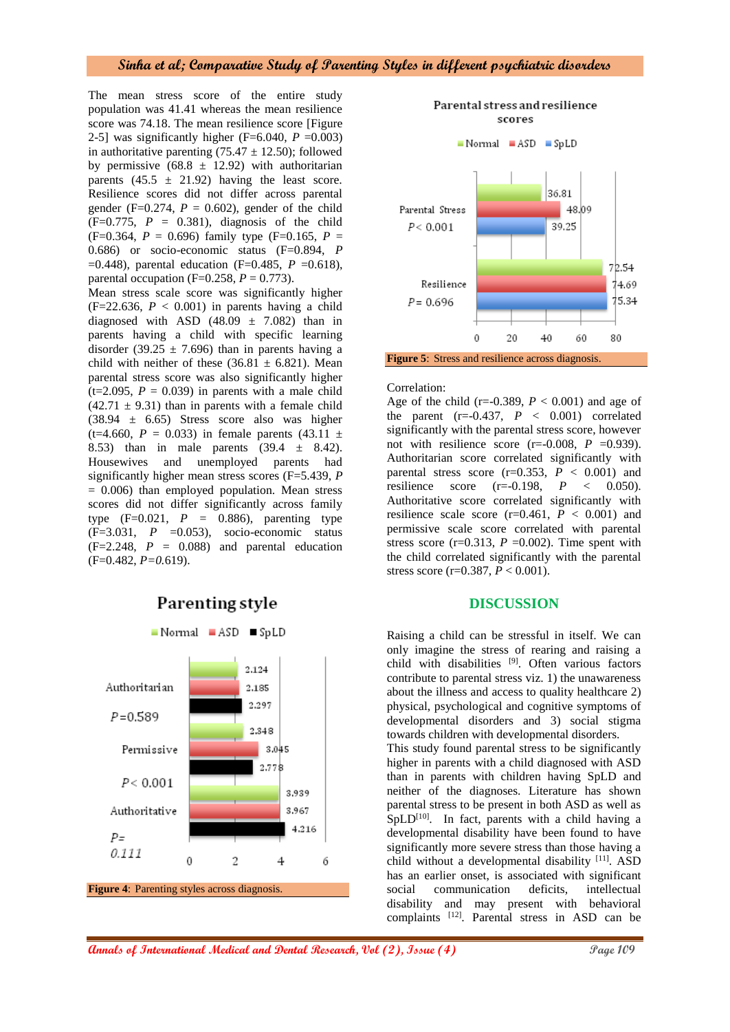The mean stress score of the entire study population was 41.41 whereas the mean resilience score was 74.18. The mean resilience score [Figure 2-5] was significantly higher (F=6.040, $P$ =0.003) in authoritative parenting (75.47 ± 12.50); followed by permissive (68.8 ± 12.92) with authoritarian parents (45.5 ± 21.92) having the least score. Resilience scores did not differ across parental gender (F=0.274, $P$ = 0.602), gender of the child (F=0.775, $P$ = 0.381), diagnosis of the child (F=0.364, $P$ = 0.696) family type (F=0.165, $P$ = 0.686) or socio-economic status (F=0.894, $P$ =0.448), parental education (F=0.485, $P$ =0.618), parental occupation (F=0.258, $P$ = 0.773).

Mean stress scale score was significantly higher (F=22.636, $P$ < 0.001) in parents having a child diagnosed with ASD (48.09 ± 7.082) than in parents having a child with specific learning disorder (39.25 ± 7.696) than in parents having a child with neither of these (36.81 ± 6.821). Mean parental stress score was also significantly higher (t=2.095, $P$ = 0.039) in parents with a male child (42.71 ± 9.31) than in parents with a female child (38.94 ± 6.65) Stress score also was higher (t=4.660, $P$ = 0.033) in female parents (43.11 ± 8.53) than in male parents (39.4 ± 8.42). Housewives and unemployed parents had significantly higher mean stress scores (F=5.439, $P$ = 0.006) than employed population. Mean stress scores did not differ significantly across family type (F=0.021, $P$ = 0.886), parenting type (F=3.031, $P$ =0.053), socio-economic status (F=2.248, $P$ = 0.088) and parental education (F=0.482, $P$=0.619).

**Figure 4**: Parenting styles across diagnosis.

**Figure 5**: Stress and resilience across diagnosis.

Correlation:

Age of the child (r=-0.389, $P$ < 0.001) and age of the parent (r=-0.437, $P$ < 0.001) correlated significantly with the parental stress score, however not with resilience score (r=-0.008, $P$ =0.939). Authoritarian score correlated significantly with parental stress score (r=0.353, $P$ < 0.001) and resilience score (r=-0.198, $P$ < 0.050). Authoritative score correlated significantly with resilience scale score (r=0.461, $P$ < 0.001) and permissive scale score correlated with parental stress score (r=0.313, $P$ =0.002). Time spent with the child correlated significantly with the parental stress score (r=0.387, $P$ < 0.001).

## DISCUSSION

Raising a child can be stressful in itself. We can only imagine the stress of rearing and raising a child with disabilities [9]. Often various factors contribute to parental stress viz. 1) the unawareness about the illness and access to quality healthcare 2) physical, psychological and cognitive symptoms of developmental disorders and 3) social stigma towards children with developmental disorders.

This study found parental stress to be significantly higher in parents with a child diagnosed with ASD than in parents with children having SpLD and neither of the diagnoses. Literature has shown parental stress to be present in both ASD as well as SpLD[10]. In fact, parents with a child having a developmental disability have been found to have significantly more severe stress than those having a child without a developmental disability [11]. ASD has an earlier onset, is associated with significant social communication deficits, intellectual disability and may present with behavioral complaints [12]. Parental stress in ASD can be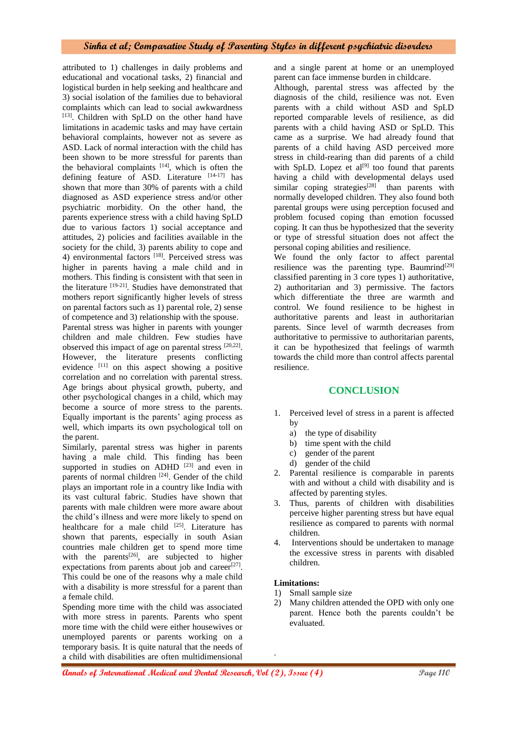attributed to 1) challenges in daily problems and educational and vocational tasks, 2) financial and logistical burden in help seeking and healthcare and 3) social isolation of the families due to behavioral complaints which can lead to social awkwardness [13]. Children with SpLD on the other hand have limitations in academic tasks and may have certain behavioral complaints, however not as severe as ASD. Lack of normal interaction with the child has been shown to be more stressful for parents than the behavioral complaints [14], which is often the defining feature of ASD. Literature [14-17] has shown that more than 30% of parents with a child diagnosed as ASD experience stress and/or other psychiatric morbidity. On the other hand, the parents experience stress with a child having SpLD due to various factors 1) social acceptance and attitudes, 2) policies and facilities available in the society for the child, 3) parents ability to cope and 4) environmental factors [18]. Perceived stress was higher in parents having a male child and in mothers. This finding is consistent with that seen in the literature [19-21]. Studies have demonstrated that mothers report significantly higher levels of stress on parental factors such as 1) parental role, 2) sense of competence and 3) relationship with the spouse.

Parental stress was higher in parents with younger children and male children. Few studies have observed this impact of age on parental stress [20,22]. However, the literature presents conflicting evidence [11] on this aspect showing a positive correlation and no correlation with parental stress. Age brings about physical growth, puberty, and other psychological changes in a child, which may become a source of more stress to the parents. Equally important is the parents' aging process as well, which imparts its own psychological toll on the parent.

Similarly, parental stress was higher in parents having a male child. This finding has been supported in studies on ADHD [23] and even in parents of normal children [24]. Gender of the child plays an important role in a country like India with its vast cultural fabric. Studies have shown that parents with male children were more aware about the child's illness and were more likely to spend on healthcare for a male child [25]. Literature has shown that parents, especially in south Asian countries male children get to spend more time with the parents[26], are subjected to higher expectations from parents about job and career[27]. This could be one of the reasons why a male child with a disability is more stressful for a parent than a female child.

Spending more time with the child was associated with more stress in parents. Parents who spent more time with the child were either housewives or unemployed parents or parents working on a temporary basis. It is quite natural that the needs of a child with disabilities are often multidimensional and a single parent at home or an unemployed parent can face immense burden in childcare.

Although, parental stress was affected by the diagnosis of the child, resilience was not. Even parents with a child without ASD and SpLD reported comparable levels of resilience, as did parents with a child having ASD or SpLD. This came as a surprise. We had already found that parents of a child having ASD perceived more stress in child-rearing than did parents of a child with SpLD. Lopez et al[9] too found that parents having a child with developmental delays used similar coping strategies[28] than parents with normally developed children. They also found both parental groups were using perception focused and problem focused coping than emotion focussed coping. It can thus be hypothesized that the severity or type of stressful situation does not affect the personal coping abilities and resilience.

We found the only factor to affect parental resilience was the parenting type. Baumrind[29] classified parenting in 3 core types 1) authoritative, 2) authoritarian and 3) permissive. The factors which differentiate the three are warmth and control. We found resilience to be highest in authoritative parents and least in authoritarian parents. Since level of warmth decreases from authoritative to permissive to authoritarian parents, it can be hypothesized that feelings of warmth towards the child more than control affects parental resilience.

## CONCLUSION

1. Perceived level of stress in a parent is affected by
   a) the type of disability
   b) time spent with the child
   c) gender of the parent
   d) gender of the child
2. Parental resilience is comparable in parents with and without a child with disability and is affected by parenting styles.
3. Thus, parents of children with disabilities perceive higher parenting stress but have equal resilience as compared to parents with normal children.
4. Interventions should be undertaken to manage the excessive stress in parents with disabled children.

**Limitations:**

1) Small sample size
2) Many children attended the OPD with only one parent. Hence both the parents couldn't be evaluated.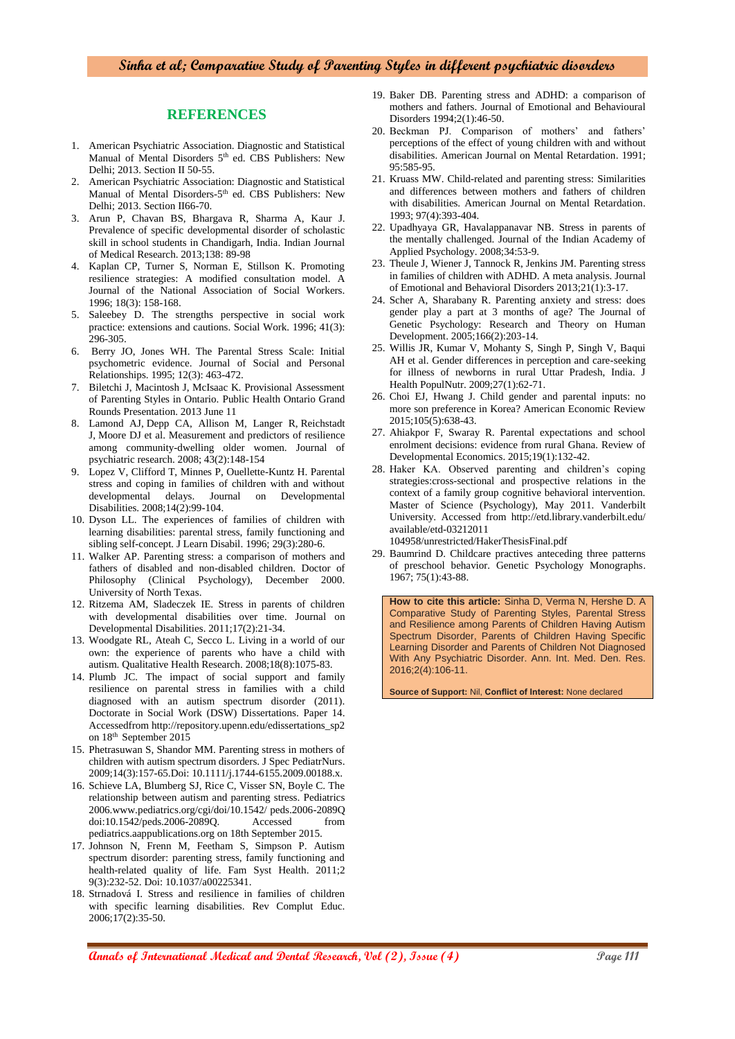## REFERENCES

1. American Psychiatric Association. Diagnostic and Statistical Manual of Mental Disorders 5th ed. CBS Publishers: New Delhi; 2013. Section II 50-55.
2. American Psychiatric Association: Diagnostic and Statistical Manual of Mental Disorders-5th ed. CBS Publishers: New Delhi; 2013. Section II66-70.
3. Arun P, Chavan BS, Bhargava R, Sharma A, Kaur J. Prevalence of specific developmental disorder of scholastic skill in school students in Chandigarh, India. Indian Journal of Medical Research. 2013;138: 89-98
4. Kaplan CP, Turner S, Norman E, Stillson K. Promoting resilience strategies: A modified consultation model. A Journal of the National Association of Social Workers. 1996; 18(3): 158-168.
5. Saleebey D. The strengths perspective in social work practice: extensions and cautions. Social Work. 1996; 41(3): 296-305.
6. Berry JO, Jones WH. The Parental Stress Scale: Initial psychometric evidence. Journal of Social and Personal Relationships. 1995; 12(3): 463-472.
7. Biletchi J, Macintosh J, McIsaac K. Provisional Assessment of Parenting Styles in Ontario. Public Health Ontario Grand Rounds Presentation. 2013 June 11
8. Lamond AJ, Depp CA, Allison M, Langer R, Reichstadt J, Moore DJ et al. Measurement and predictors of resilience among community-dwelling older women. Journal of psychiatric research. 2008; 43(2):148-154
9. Lopez V, Clifford T, Minnes P, Ouellette-Kuntz H. Parental stress and coping in families of children with and without developmental delays. Journal on Developmental Disabilities. 2008;14(2):99-104.
10. Dyson LL. The experiences of families of children with learning disabilities: parental stress, family functioning and sibling self-concept. J Learn Disabil. 1996; 29(3):280-6.
11. Walker AP. Parenting stress: a comparison of mothers and fathers of disabled and non-disabled children. Doctor of Philosophy (Clinical Psychology), December 2000. University of North Texas.
12. Ritzema AM, Sladeczek IE. Stress in parents of children with developmental disabilities over time. Journal on Developmental Disabilities. 2011;17(2):21-34.
13. Woodgate RL, Ateah C, Secco L. Living in a world of our own: the experience of parents who have a child with autism. Qualitative Health Research. 2008;18(8):1075-83.
14. Plumb JC. The impact of social support and family resilience on parental stress in families with a child diagnosed with an autism spectrum disorder (2011). Doctorate in Social Work (DSW) Dissertations. Paper 14. Accessedfrom http://repository.upenn.edu/edissertations_sp2 on 18th September 2015
15. Phetrasuwan S, Shandor MM. Parenting stress in mothers of children with autism spectrum disorders. J Spec PediatrNurs. 2009;14(3):157-65.Doi: 10.1111/j.1744-6155.2009.00188.x.
16. Schieve LA, Blumberg SJ, Rice C, Visser SN, Boyle C. The relationship between autism and parenting stress. Pediatrics 2006.www.pediatrics.org/cgi/doi/10.1542/ peds.2006-2089Q doi:10.1542/peds.2006-2089Q. Accessed from pediatrics.aappublications.org on 18th September 2015.
17. Johnson N, Frenn M, Feetham S, Simpson P. Autism spectrum disorder: parenting stress, family functioning and health-related quality of life. Fam Syst Health. 2011;2 9(3):232-52. Doi: 10.1037/a00225341.
18. Strnadová I. Stress and resilience in families of children with specific learning disabilities. Rev Complut Educ. 2006;17(2):35-50.
19. Baker DB. Parenting stress and ADHD: a comparison of mothers and fathers. Journal of Emotional and Behavioural Disorders 1994;2(1):46-50.
20. Beckman PJ. Comparison of mothers' and fathers' perceptions of the effect of young children with and without disabilities. American Journal on Mental Retardation. 1991; 95:585-95.
21. Kruass MW. Child-related and parenting stress: Similarities and differences between mothers and fathers of children with disabilities. American Journal on Mental Retardation. 1993; 97(4):393-404.
22. Upadhyaya GR, Havalappanavar NB. Stress in parents of the mentally challenged. Journal of the Indian Academy of Applied Psychology. 2008;34:53-9.
23. Theule J, Wiener J, Tannock R, Jenkins JM. Parenting stress in families of children with ADHD. A meta analysis. Journal of Emotional and Behavioral Disorders 2013;21(1):3-17.
24. Scher A, Sharabany R. Parenting anxiety and stress: does gender play a part at 3 months of age? The Journal of Genetic Psychology: Research and Theory on Human Development. 2005;166(2):203-14.
25. Willis JR, Kumar V, Mohanty S, Singh P, Singh V, Baqui AH et al. Gender differences in perception and care-seeking for illness of newborns in rural Uttar Pradesh, India. J Health PopulNutr. 2009;27(1):62-71.
26. Choi EJ, Hwang J. Child gender and parental inputs: no more son preference in Korea? American Economic Review 2015;105(5):638-43.
27. Ahiakpor F, Swaray R. Parental expectations and school enrolment decisions: evidence from rural Ghana. Review of Developmental Economics. 2015;19(1):132-42.
28. Haker KA. Observed parenting and children's coping strategies:cross-sectional and prospective relations in the context of a family group cognitive behavioral intervention. Master of Science (Psychology), May 2011. Vanderbilt University. Accessed from http://etd.library.vanderbilt.edu/available/etd-03212011 104958/unrestricted/HakerThesisFinal.pdf
29. Baumrind D. Childcare practices anteceding three patterns of preschool behavior. Genetic Psychology Monographs. 1967; 75(1):43-88.

**How to cite this article:** Sinha D, Verma N, Hershe D. A Comparative Study of Parenting Styles, Parental Stress and Resilience among Parents of Children Having Autism Spectrum Disorder, Parents of Children Having Specific Learning Disorder and Parents of Children Not Diagnosed With Any Psychiatric Disorder. Ann. Int. Med. Den. Res. 2016;2(4):106-11.

**Source of Support:** Nil, **Conflict of Interest:** None declared